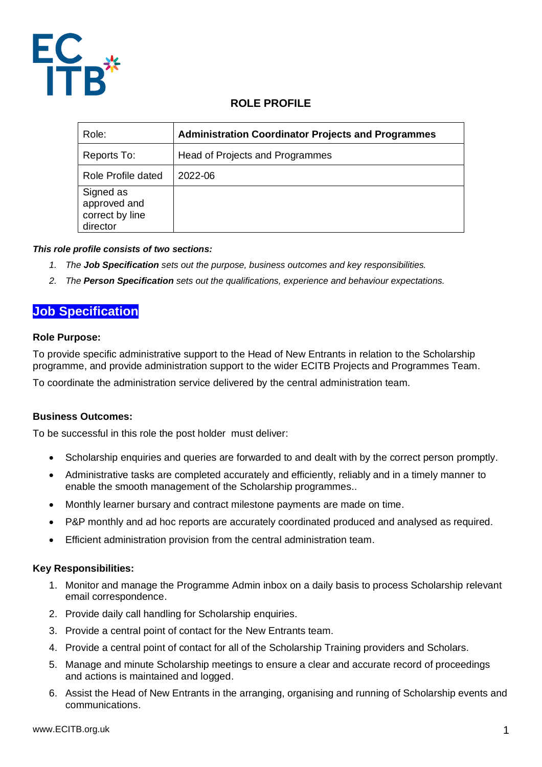# ROLE PROFILE

| Role: | **Administration Coordinator Projects and Programmes** |
|---|---|
| Reports To: | Head of Projects and Programmes |
| Role Profile dated | 2022-06 |
| Signed as approved and correct by line director | |

***This role profile consists of two sections:***

1. *The **Job Specification** sets out the purpose, business outcomes and key responsibilities.*
2. *The **Person Specification** sets out the qualifications, experience and behaviour expectations.*

## Job Specification

### Role Purpose:

To provide specific administrative support to the Head of New Entrants in relation to the Scholarship programme, and provide administration support to the wider ECITB Projects and Programmes Team.

To coordinate the administration service delivered by the central administration team.

### Business Outcomes:

To be successful in this role the post holder must deliver:

- Scholarship enquiries and queries are forwarded to and dealt with by the correct person promptly.
- Administrative tasks are completed accurately and efficiently, reliably and in a timely manner to enable the smooth management of the Scholarship programmes..
- Monthly learner bursary and contract milestone payments are made on time.
- P&P monthly and ad hoc reports are accurately coordinated produced and analysed as required.
- Efficient administration provision from the central administration team.

### Key Responsibilities:

1. Monitor and manage the Programme Admin inbox on a daily basis to process Scholarship relevant email correspondence.
2. Provide daily call handling for Scholarship enquiries.
3. Provide a central point of contact for the New Entrants team.
4. Provide a central point of contact for all of the Scholarship Training providers and Scholars.
5. Manage and minute Scholarship meetings to ensure a clear and accurate record of proceedings and actions is maintained and logged.
6. Assist the Head of New Entrants in the arranging, organising and running of Scholarship events and communications.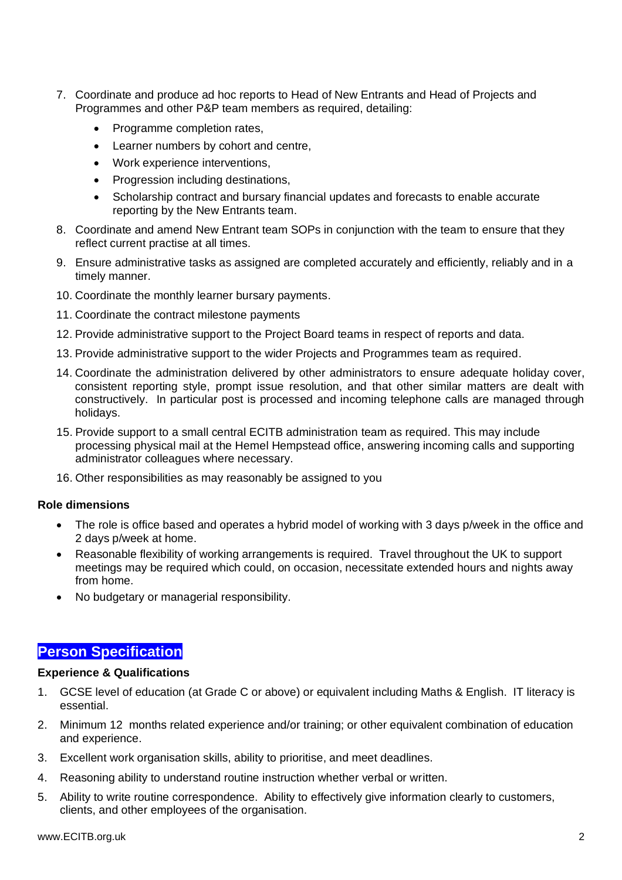7. Coordinate and produce ad hoc reports to Head of New Entrants and Head of Projects and Programmes and other P&P team members as required, detailing:
    - Programme completion rates,
    - Learner numbers by cohort and centre,
    - Work experience interventions,
    - Progression including destinations,
    - Scholarship contract and bursary financial updates and forecasts to enable accurate reporting by the New Entrants team.
8. Coordinate and amend New Entrant team SOPs in conjunction with the team to ensure that they reflect current practise at all times.
9. Ensure administrative tasks as assigned are completed accurately and efficiently, reliably and in a timely manner.
10. Coordinate the monthly learner bursary payments.
11. Coordinate the contract milestone payments
12. Provide administrative support to the Project Board teams in respect of reports and data.
13. Provide administrative support to the wider Projects and Programmes team as required.
14. Coordinate the administration delivered by other administrators to ensure adequate holiday cover, consistent reporting style, prompt issue resolution, and that other similar matters are dealt with constructively. In particular post is processed and incoming telephone calls are managed through holidays.
15. Provide support to a small central ECITB administration team as required. This may include processing physical mail at the Hemel Hempstead office, answering incoming calls and supporting administrator colleagues where necessary.
16. Other responsibilities as may reasonably be assigned to you

**Role dimensions**

- The role is office based and operates a hybrid model of working with 3 days p/week in the office and 2 days p/week at home.
- Reasonable flexibility of working arrangements is required. Travel throughout the UK to support meetings may be required which could, on occasion, necessitate extended hours and nights away from home.
- No budgetary or managerial responsibility.

## Person Specification

**Experience & Qualifications**

1. GCSE level of education (at Grade C or above) or equivalent including Maths & English. IT literacy is essential.
2. Minimum 12 months related experience and/or training; or other equivalent combination of education and experience.
3. Excellent work organisation skills, ability to prioritise, and meet deadlines.
4. Reasoning ability to understand routine instruction whether verbal or written.
5. Ability to write routine correspondence. Ability to effectively give information clearly to customers, clients, and other employees of the organisation.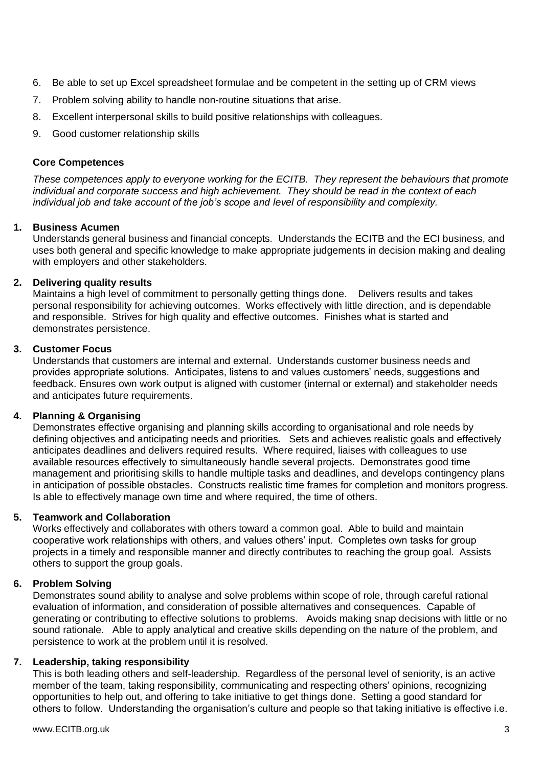6. Be able to set up Excel spreadsheet formulae and be competent in the setting up of CRM views
7. Problem solving ability to handle non-routine situations that arise.
8. Excellent interpersonal skills to build positive relationships with colleagues.
9. Good customer relationship skills

**Core Competences**

*These competences apply to everyone working for the ECITB. They represent the behaviours that promote individual and corporate success and high achievement. They should be read in the context of each individual job and take account of the job's scope and level of responsibility and complexity.*

**1. Business Acumen**
Understands general business and financial concepts. Understands the ECITB and the ECI business, and uses both general and specific knowledge to make appropriate judgements in decision making and dealing with employers and other stakeholders.

**2. Delivering quality results**
Maintains a high level of commitment to personally getting things done. Delivers results and takes personal responsibility for achieving outcomes. Works effectively with little direction, and is dependable and responsible. Strives for high quality and effective outcomes. Finishes what is started and demonstrates persistence.

**3. Customer Focus**
Understands that customers are internal and external. Understands customer business needs and provides appropriate solutions. Anticipates, listens to and values customers' needs, suggestions and feedback. Ensures own work output is aligned with customer (internal or external) and stakeholder needs and anticipates future requirements.

**4. Planning & Organising**
Demonstrates effective organising and planning skills according to organisational and role needs by defining objectives and anticipating needs and priorities. Sets and achieves realistic goals and effectively anticipates deadlines and delivers required results. Where required, liaises with colleagues to use available resources effectively to simultaneously handle several projects. Demonstrates good time management and prioritising skills to handle multiple tasks and deadlines, and develops contingency plans in anticipation of possible obstacles. Constructs realistic time frames for completion and monitors progress. Is able to effectively manage own time and where required, the time of others.

**5. Teamwork and Collaboration**
Works effectively and collaborates with others toward a common goal. Able to build and maintain cooperative work relationships with others, and values others' input. Completes own tasks for group projects in a timely and responsible manner and directly contributes to reaching the group goal. Assists others to support the group goals.

**6. Problem Solving**
Demonstrates sound ability to analyse and solve problems within scope of role, through careful rational evaluation of information, and consideration of possible alternatives and consequences. Capable of generating or contributing to effective solutions to problems. Avoids making snap decisions with little or no sound rationale. Able to apply analytical and creative skills depending on the nature of the problem, and persistence to work at the problem until it is resolved.

**7. Leadership, taking responsibility**
This is both leading others and self-leadership. Regardless of the personal level of seniority, is an active member of the team, taking responsibility, communicating and respecting others' opinions, recognizing opportunities to help out, and offering to take initiative to get things done. Setting a good standard for others to follow. Understanding the organisation's culture and people so that taking initiative is effective i.e.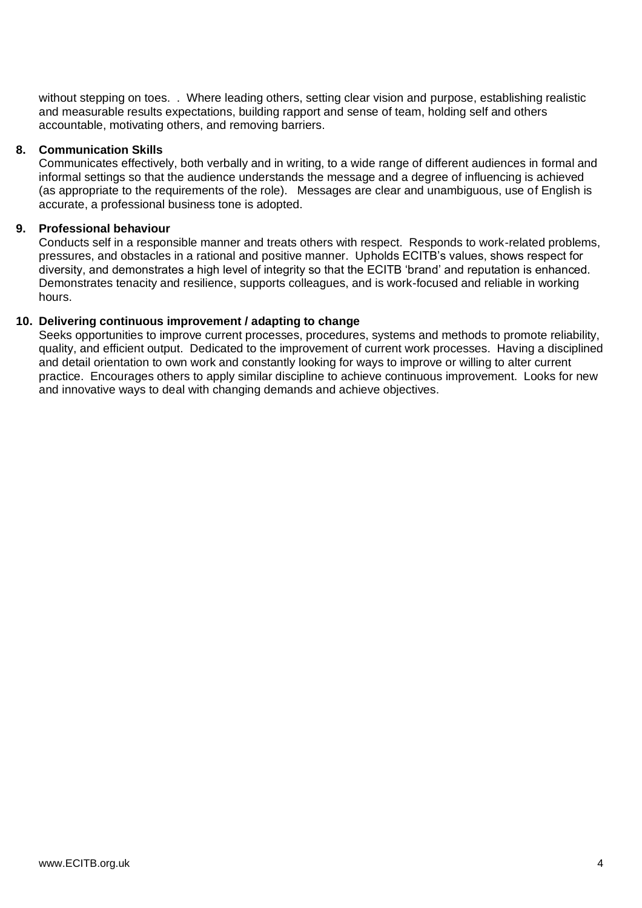without stepping on toes. . Where leading others, setting clear vision and purpose, establishing realistic and measurable results expectations, building rapport and sense of team, holding self and others accountable, motivating others, and removing barriers.

**8. Communication Skills**

Communicates effectively, both verbally and in writing, to a wide range of different audiences in formal and informal settings so that the audience understands the message and a degree of influencing is achieved (as appropriate to the requirements of the role). Messages are clear and unambiguous, use of English is accurate, a professional business tone is adopted.

**9. Professional behaviour**

Conducts self in a responsible manner and treats others with respect. Responds to work-related problems, pressures, and obstacles in a rational and positive manner. Upholds ECITB's values, shows respect for diversity, and demonstrates a high level of integrity so that the ECITB 'brand' and reputation is enhanced. Demonstrates tenacity and resilience, supports colleagues, and is work-focused and reliable in working hours.

**10. Delivering continuous improvement / adapting to change**

Seeks opportunities to improve current processes, procedures, systems and methods to promote reliability, quality, and efficient output. Dedicated to the improvement of current work processes. Having a disciplined and detail orientation to own work and constantly looking for ways to improve or willing to alter current practice. Encourages others to apply similar discipline to achieve continuous improvement. Looks for new and innovative ways to deal with changing demands and achieve objectives.